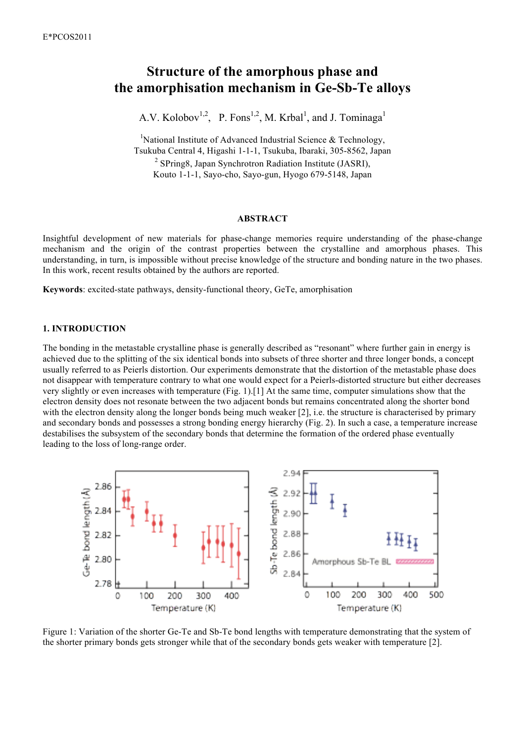# Structure of the amorphous phase and the amorphisation mechanism in Ge-Sb-Te alloys

A.V. Kolobov[1,2], P. Fons[1,2], M. Krbal[1], and J. Tominaga[1]

[1]National Institute of Advanced Industrial Science & Technology, Tsukuba Central 4, Higashi 1-1-1, Tsukuba, Ibaraki, 305-8562, Japan

[2] SPring8, Japan Synchrotron Radiation Institute (JASRI), Kouto 1-1-1, Sayo-cho, Sayo-gun, Hyogo 679-5148, Japan

## ABSTRACT

Insightful development of new materials for phase-change memories require understanding of the phase-change mechanism and the origin of the contrast properties between the crystalline and amorphous phases. This understanding, in turn, is impossible without precise knowledge of the structure and bonding nature in the two phases. In this work, recent results obtained by the authors are reported.

**Keywords**: excited-state pathways, density-functional theory, GeTe, amorphisation

## 1. INTRODUCTION

The bonding in the metastable crystalline phase is generally described as "resonant" where further gain in energy is achieved due to the splitting of the six identical bonds into subsets of three shorter and three longer bonds, a concept usually referred to as Peierls distortion. Our experiments demonstrate that the distortion of the metastable phase does not disappear with temperature contrary to what one would expect for a Peierls-distorted structure but either decreases very slightly or even increases with temperature (Fig. 1).[1] At the same time, computer simulations show that the electron density does not resonate between the two adjacent bonds but remains concentrated along the shorter bond with the electron density along the longer bonds being much weaker [2], i.e. the structure is characterised by primary and secondary bonds and possesses a strong bonding energy hierarchy (Fig. 2). In such a case, a temperature increase destabilises the subsystem of the secondary bonds that determine the formation of the ordered phase eventually leading to the loss of long-range order.

Figure 1: Variation of the shorter Ge-Te and Sb-Te bond lengths with temperature demonstrating that the system of the shorter primary bonds gets stronger while that of the secondary bonds gets weaker with temperature [2].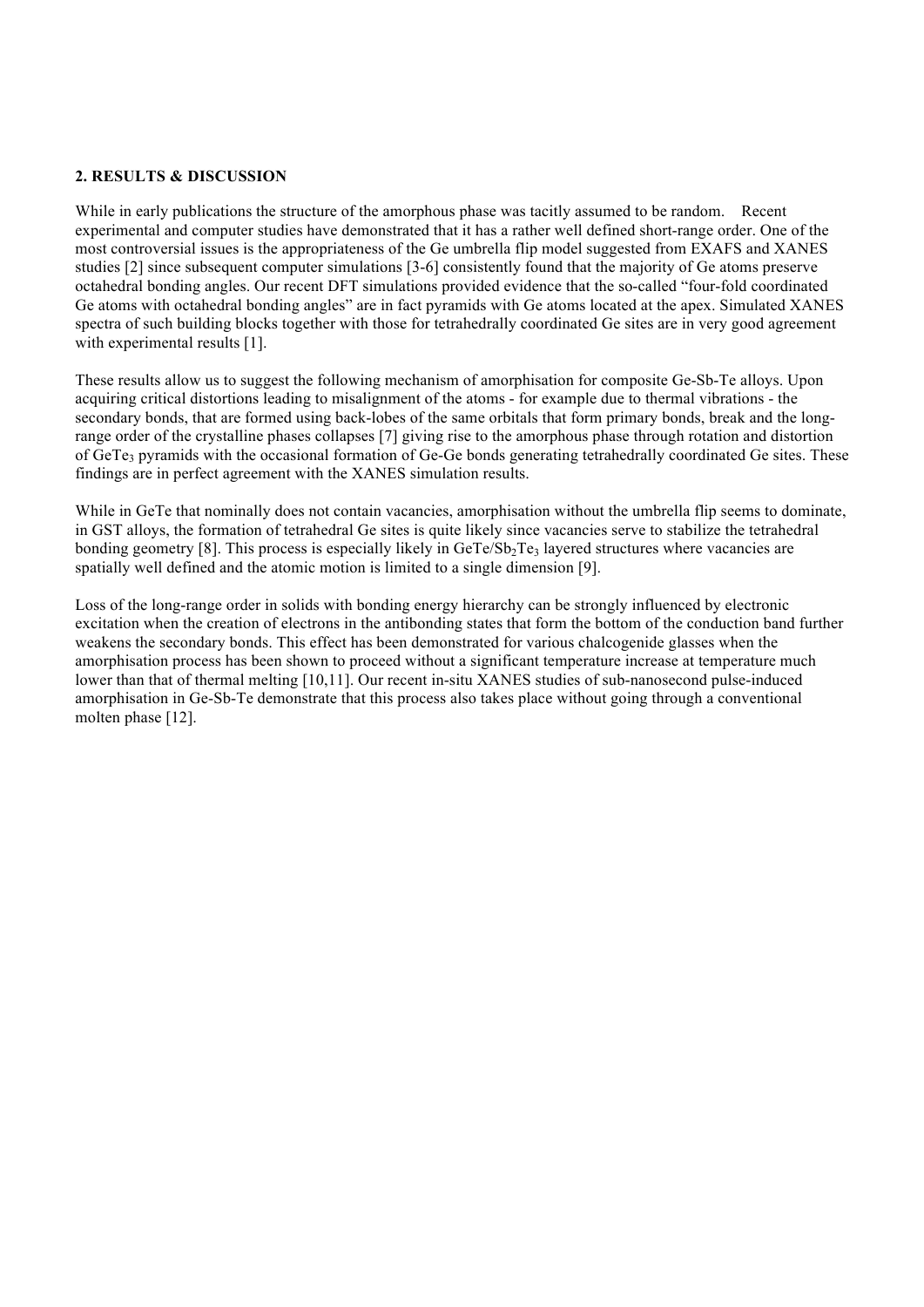## 2. RESULTS & DISCUSSION

While in early publications the structure of the amorphous phase was tacitly assumed to be random. Recent experimental and computer studies have demonstrated that it has a rather well defined short-range order. One of the most controversial issues is the appropriateness of the Ge umbrella flip model suggested from EXAFS and XANES studies [2] since subsequent computer simulations [3-6] consistently found that the majority of Ge atoms preserve octahedral bonding angles. Our recent DFT simulations provided evidence that the so-called "four-fold coordinated Ge atoms with octahedral bonding angles" are in fact pyramids with Ge atoms located at the apex. Simulated XANES spectra of such building blocks together with those for tetrahedrally coordinated Ge sites are in very good agreement with experimental results [1].

These results allow us to suggest the following mechanism of amorphisation for composite Ge-Sb-Te alloys. Upon acquiring critical distortions leading to misalignment of the atoms - for example due to thermal vibrations - the secondary bonds, that are formed using back-lobes of the same orbitals that form primary bonds, break and the long-range order of the crystalline phases collapses [7] giving rise to the amorphous phase through rotation and distortion of $GeTe_3$ pyramids with the occasional formation of Ge-Ge bonds generating tetrahedrally coordinated Ge sites. These findings are in perfect agreement with the XANES simulation results.

While in GeTe that nominally does not contain vacancies, amorphisation without the umbrella flip seems to dominate, in GST alloys, the formation of tetrahedral Ge sites is quite likely since vacancies serve to stabilize the tetrahedral bonding geometry [8]. This process is especially likely in $GeTe/Sb_2Te_3$ layered structures where vacancies are spatially well defined and the atomic motion is limited to a single dimension [9].

Loss of the long-range order in solids with bonding energy hierarchy can be strongly influenced by electronic excitation when the creation of electrons in the antibonding states that form the bottom of the conduction band further weakens the secondary bonds. This effect has been demonstrated for various chalcogenide glasses when the amorphisation process has been shown to proceed without a significant temperature increase at temperature much lower than that of thermal melting [10,11]. Our recent in-situ XANES studies of sub-nanosecond pulse-induced amorphisation in Ge-Sb-Te demonstrate that this process also takes place without going through a conventional molten phase [12].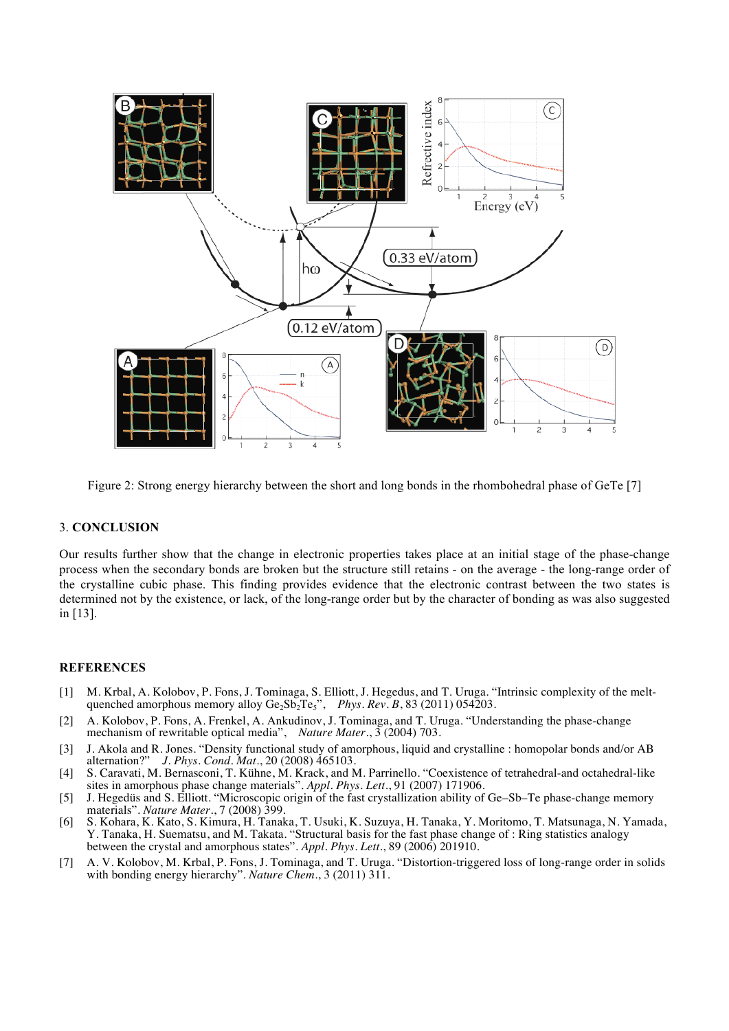Figure 2: Strong energy hierarchy between the short and long bonds in the rhombohedral phase of GeTe [7]

## 3. CONCLUSION

Our results further show that the change in electronic properties takes place at an initial stage of the phase-change process when the secondary bonds are broken but the structure still retains - on the average - the long-range order of the crystalline cubic phase. This finding provides evidence that the electronic contrast between the two states is determined not by the existence, or lack, of the long-range order but by the character of bonding as was also suggested in [13].

## REFERENCES

[1] M. Krbal, A. Kolobov, P. Fons, J. Tominaga, S. Elliott, J. Hegedus, and T. Uruga. "Intrinsic complexity of the melt-quenched amorphous memory alloy $Ge_2Sb_2Te_5$", *Phys. Rev. B*, 83 (2011) 054203.

[2] A. Kolobov, P. Fons, A. Frenkel, A. Ankudinov, J. Tominaga, and T. Uruga. "Understanding the phase-change mechanism of rewritable optical media", *Nature Mater.*, 3 (2004) 703.

[3] J. Akola and R. Jones. "Density functional study of amorphous, liquid and crystalline : homopolar bonds and/or AB alternation?" *J. Phys. Cond. Mat.*, 20 (2008) 465103.

[4] S. Caravati, M. Bernasconi, T. Kühne, M. Krack, and M. Parrinello. "Coexistence of tetrahedral-and octahedral-like sites in amorphous phase change materials". *Appl. Phys. Lett.*, 91 (2007) 171906.

[5] J. Hegedüs and S. Elliott. "Microscopic origin of the fast crystallization ability of Ge–Sb–Te phase-change memory materials". *Nature Mater.*, 7 (2008) 399.

[6] S. Kohara, K. Kato, S. Kimura, H. Tanaka, T. Usuki, K. Suzuya, H. Tanaka, Y. Moritomo, T. Matsunaga, N. Yamada, Y. Tanaka, H. Suematsu, and M. Takata. "Structural basis for the fast phase change of : Ring statistics analogy between the crystal and amorphous states". *Appl. Phys. Lett.*, 89 (2006) 201910.

[7] A. V. Kolobov, M. Krbal, P. Fons, J. Tominaga, and T. Uruga. "Distortion-triggered loss of long-range order in solids with bonding energy hierarchy". *Nature Chem.*, 3 (2011) 311.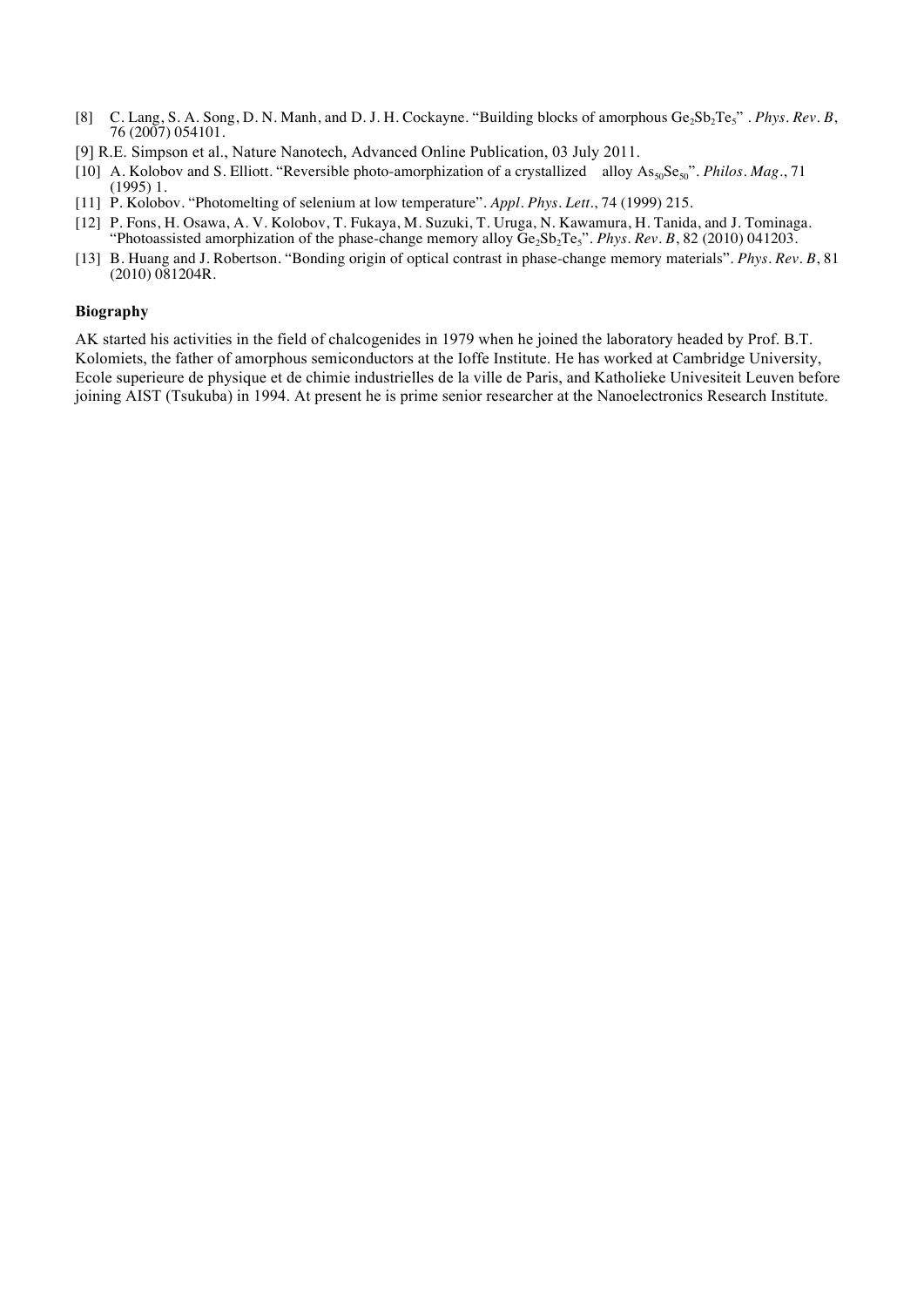[8] C. Lang, S. A. Song, D. N. Manh, and D. J. H. Cockayne. "Building blocks of amorphous $Ge_2Sb_2Te_5$" . *Phys. Rev. B*, 76 (2007) 054101.

[9] R.E. Simpson et al., Nature Nanotech, Advanced Online Publication, 03 July 2011.

[10] A. Kolobov and S. Elliott. "Reversible photo-amorphization of a crystallized alloy $As_{50}Se_{50}$". *Philos. Mag.*, 71 (1995) 1.

[11] P. Kolobov. "Photomelting of selenium at low temperature". *Appl. Phys. Lett.*, 74 (1999) 215.

[12] P. Fons, H. Osawa, A. V. Kolobov, T. Fukaya, M. Suzuki, T. Uruga, N. Kawamura, H. Tanida, and J. Tominaga. "Photoassisted amorphization of the phase-change memory alloy $Ge_2Sb_2Te_5$". *Phys. Rev. B*, 82 (2010) 041203.

[13] B. Huang and J. Robertson. "Bonding origin of optical contrast in phase-change memory materials". *Phys. Rev. B*, 81 (2010) 081204R.

**Biography**

AK started his activities in the field of chalcogenides in 1979 when he joined the laboratory headed by Prof. B.T. Kolomiets, the father of amorphous semiconductors at the Ioffe Institute. He has worked at Cambridge University, Ecole superieure de physique et de chimie industrielles de la ville de Paris, and Katholieke Univesiteit Leuven before joining AIST (Tsukuba) in 1994. At present he is prime senior researcher at the Nanoelectronics Research Institute.